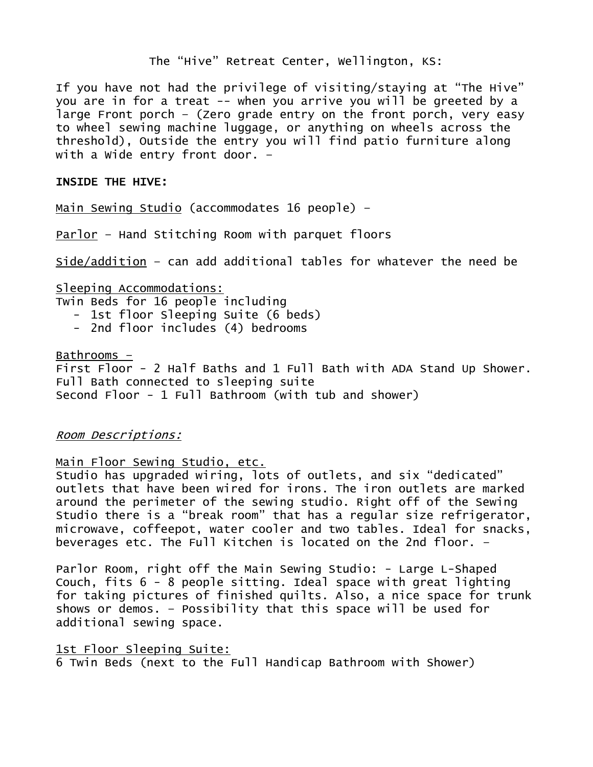The “Hive” Retreat Center, Wellington, KS:

If you have not had the privilege of visiting/staying at “The Hive” you are in for a treat -- when you arrive you will be greeted by a large Front porch – (Zero grade entry on the front porch, very easy to wheel sewing machine luggage, or anything on wheels across the threshold), Outside the entry you will find patio furniture along with a Wide entry front door. –

**INSIDE THE HIVE:**

<u>Main Sewing Studio</u> (accommodates 16 people) –

<u>Parlor</u> – Hand Stitching Room with parquet floors

<u>Side/addition</u> – can add additional tables for whatever the need be

<u>Sleeping Accommodations:</u>
Twin Beds for 16 people including

- 1st floor Sleeping Suite (6 beds)
- 2nd floor includes (4) bedrooms

<u>Bathrooms –</u>
First Floor - 2 Half Baths and 1 Full Bath with ADA Stand Up Shower. Full Bath connected to sleeping suite
Second Floor - 1 Full Bathroom (with tub and shower)

*<u>Room Descriptions:</u>*

<u>Main Floor Sewing Studio, etc.</u>
Studio has upgraded wiring, lots of outlets, and six “dedicated” outlets that have been wired for irons. The iron outlets are marked around the perimeter of the sewing studio. Right off of the Sewing Studio there is a “break room” that has a regular size refrigerator, microwave, coffeepot, water cooler and two tables. Ideal for snacks, beverages etc. The Full Kitchen is located on the 2nd floor. –

Parlor Room, right off the Main Sewing Studio: - Large L-Shaped Couch, fits 6 - 8 people sitting. Ideal space with great lighting for taking pictures of finished quilts. Also, a nice space for trunk shows or demos. – Possibility that this space will be used for additional sewing space.

<u>1st Floor Sleeping Suite:</u>
6 Twin Beds (next to the Full Handicap Bathroom with Shower)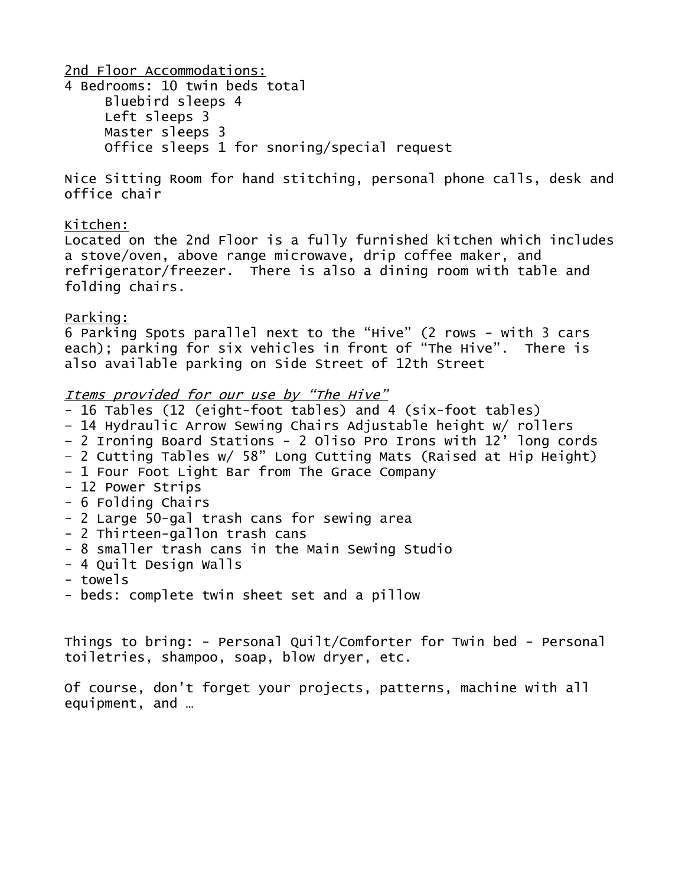<u>2nd Floor Accommodations:</u>
4 Bedrooms: 10 twin beds total
- Bluebird sleeps 4
- Left sleeps 3
- Master sleeps 3
- Office sleeps 1 for snoring/special request

Nice Sitting Room for hand stitching, personal phone calls, desk and office chair

<u>Kitchen:</u>
Located on the 2nd Floor is a fully furnished kitchen which includes a stove/oven, above range microwave, drip coffee maker, and refrigerator/freezer. There is also a dining room with table and folding chairs.

<u>Parking:</u>
6 Parking Spots parallel next to the "Hive" (2 rows - with 3 cars each); parking for six vehicles in front of "The Hive". There is also available parking on Side Street of 12th Street

*<u>Items provided for our use by "The Hive"</u>*
- 16 Tables (12 (eight-foot tables) and 4 (six-foot tables)
- 14 Hydraulic Arrow Sewing Chairs Adjustable height w/ rollers
- 2 Ironing Board Stations - 2 Oliso Pro Irons with 12' long cords
- 2 Cutting Tables w/ 58" Long Cutting Mats (Raised at Hip Height)
- 1 Four Foot Light Bar from The Grace Company
- 12 Power Strips
- 6 Folding Chairs
- 2 Large 50-gal trash cans for sewing area
- 2 Thirteen-gallon trash cans
- 8 smaller trash cans in the Main Sewing Studio
- 4 Quilt Design Walls
- towels
- beds: complete twin sheet set and a pillow

Things to bring: - Personal Quilt/Comforter for Twin bed - Personal toiletries, shampoo, soap, blow dryer, etc.

Of course, don't forget your projects, patterns, machine with all equipment, and …